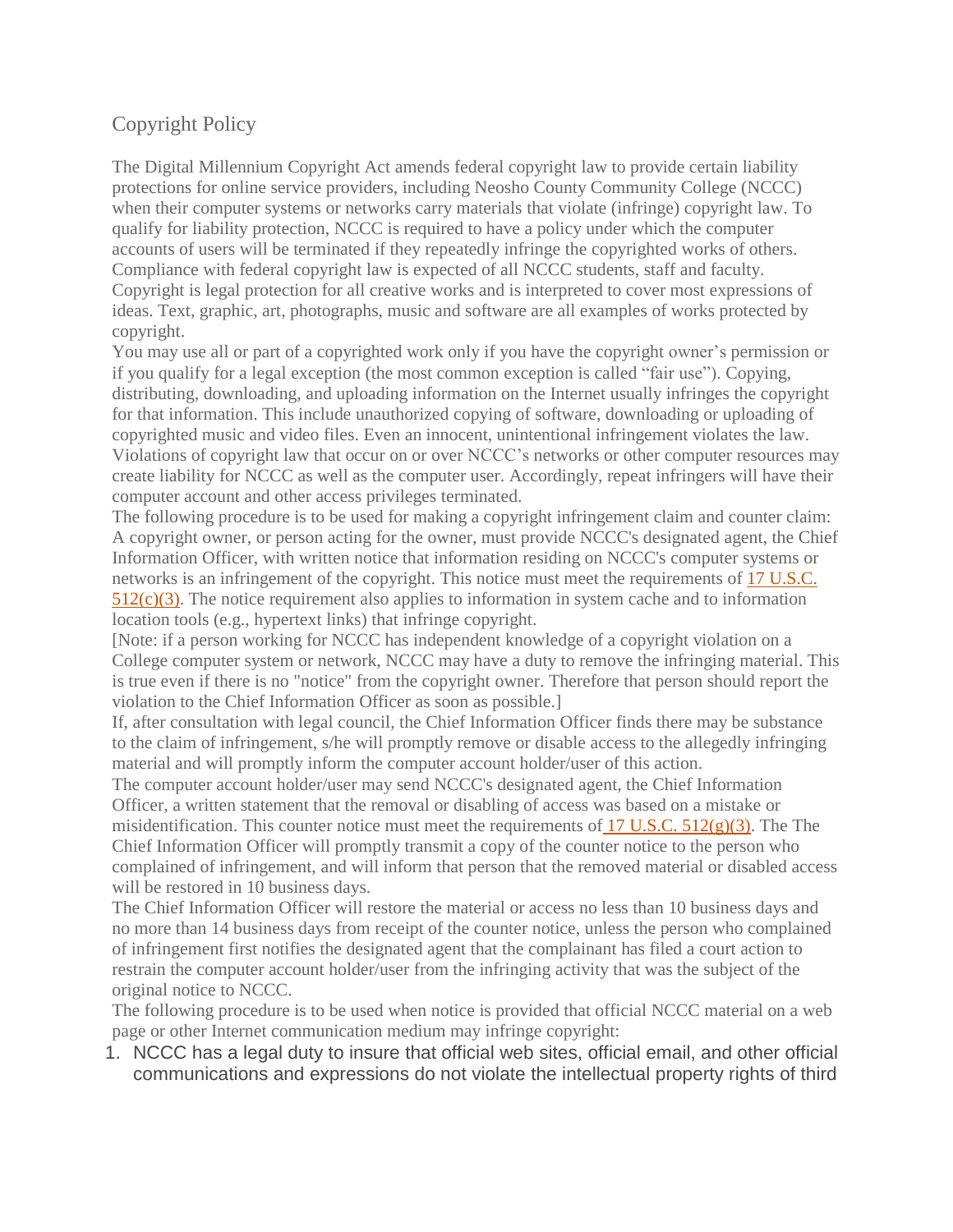## Copyright Policy

The Digital Millennium Copyright Act amends federal copyright law to provide certain liability protections for online service providers, including Neosho County Community College (NCCC) when their computer systems or networks carry materials that violate (infringe) copyright law. To qualify for liability protection, NCCC is required to have a policy under which the computer accounts of users will be terminated if they repeatedly infringe the copyrighted works of others. Compliance with federal copyright law is expected of all NCCC students, staff and faculty. Copyright is legal protection for all creative works and is interpreted to cover most expressions of ideas. Text, graphic, art, photographs, music and software are all examples of works protected by copyright.

You may use all or part of a copyrighted work only if you have the copyright owner's permission or if you qualify for a legal exception (the most common exception is called "fair use"). Copying, distributing, downloading, and uploading information on the Internet usually infringes the copyright for that information. This include unauthorized copying of software, downloading or uploading of copyrighted music and video files. Even an innocent, unintentional infringement violates the law. Violations of copyright law that occur on or over NCCC's networks or other computer resources may create liability for NCCC as well as the computer user. Accordingly, repeat infringers will have their computer account and other access privileges terminated.

The following procedure is to be used for making a copyright infringement claim and counter claim: A copyright owner, or person acting for the owner, must provide NCCC's designated agent, the Chief Information Officer, with written notice that information residing on NCCC's computer systems or networks is an infringement of the copyright. This notice must meet the requirements of [17 U.S.C. 512(c)(3)](). The notice requirement also applies to information in system cache and to information location tools (e.g., hypertext links) that infringe copyright.

[Note: if a person working for NCCC has independent knowledge of a copyright violation on a College computer system or network, NCCC may have a duty to remove the infringing material. This is true even if there is no "notice" from the copyright owner. Therefore that person should report the violation to the Chief Information Officer as soon as possible.]

If, after consultation with legal council, the Chief Information Officer finds there may be substance to the claim of infringement, s/he will promptly remove or disable access to the allegedly infringing material and will promptly inform the computer account holder/user of this action.

The computer account holder/user may send NCCC's designated agent, the Chief Information Officer, a written statement that the removal or disabling of access was based on a mistake or misidentification. This counter notice must meet the requirements of [17 U.S.C. 512(g)(3)](). The The Chief Information Officer will promptly transmit a copy of the counter notice to the person who complained of infringement, and will inform that person that the removed material or disabled access will be restored in 10 business days.

The Chief Information Officer will restore the material or access no less than 10 business days and no more than 14 business days from receipt of the counter notice, unless the person who complained of infringement first notifies the designated agent that the complainant has filed a court action to restrain the computer account holder/user from the infringing activity that was the subject of the original notice to NCCC.

The following procedure is to be used when notice is provided that official NCCC material on a web page or other Internet communication medium may infringe copyright:

1. NCCC has a legal duty to insure that official web sites, official email, and other official communications and expressions do not violate the intellectual property rights of third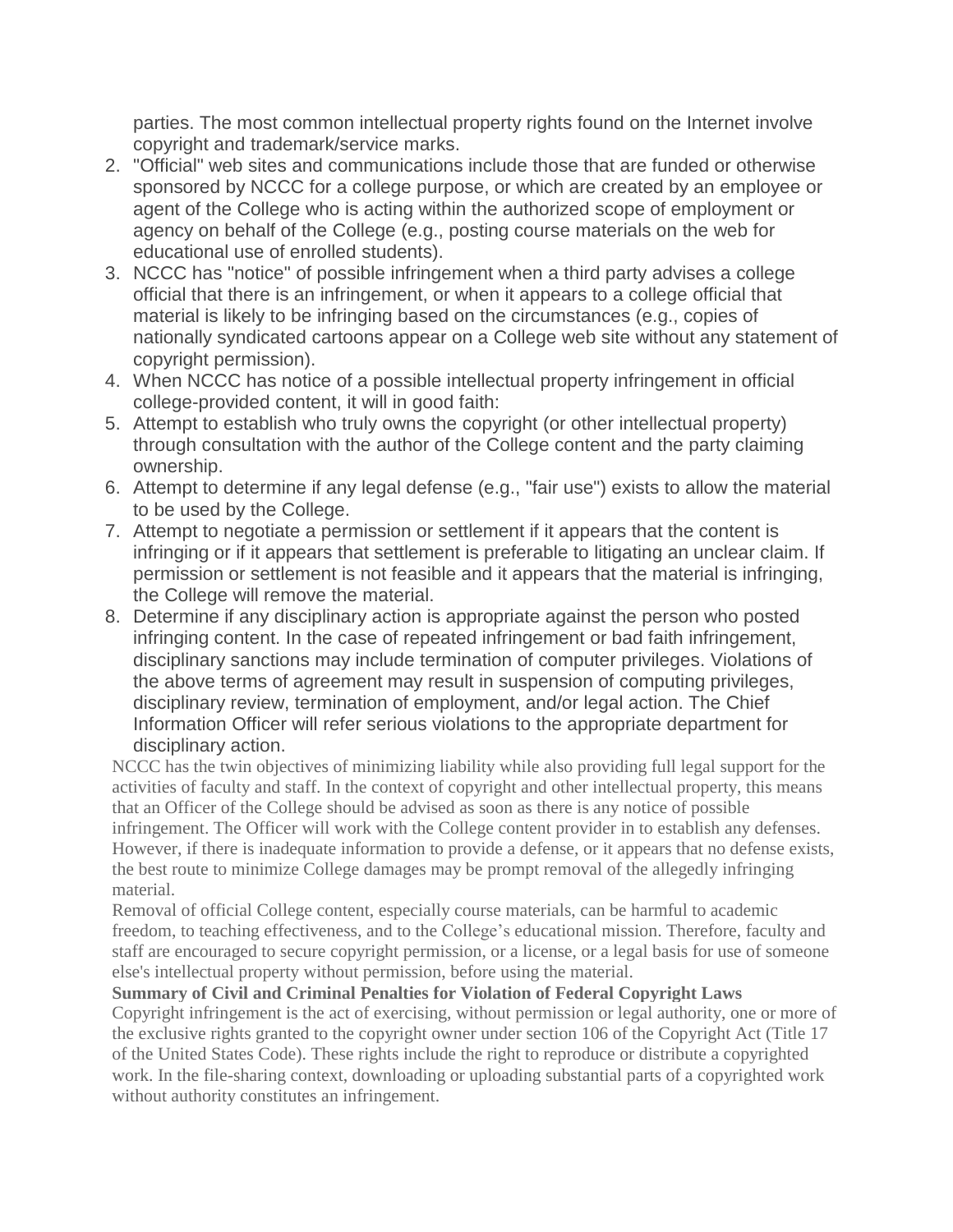parties. The most common intellectual property rights found on the Internet involve copyright and trademark/service marks.

2. "Official" web sites and communications include those that are funded or otherwise sponsored by NCCC for a college purpose, or which are created by an employee or agent of the College who is acting within the authorized scope of employment or agency on behalf of the College (e.g., posting course materials on the web for educational use of enrolled students).
3. NCCC has "notice" of possible infringement when a third party advises a college official that there is an infringement, or when it appears to a college official that material is likely to be infringing based on the circumstances (e.g., copies of nationally syndicated cartoons appear on a College web site without any statement of copyright permission).
4. When NCCC has notice of a possible intellectual property infringement in official college-provided content, it will in good faith:
5. Attempt to establish who truly owns the copyright (or other intellectual property) through consultation with the author of the College content and the party claiming ownership.
6. Attempt to determine if any legal defense (e.g., "fair use") exists to allow the material to be used by the College.
7. Attempt to negotiate a permission or settlement if it appears that the content is infringing or if it appears that settlement is preferable to litigating an unclear claim. If permission or settlement is not feasible and it appears that the material is infringing, the College will remove the material.
8. Determine if any disciplinary action is appropriate against the person who posted infringing content. In the case of repeated infringement or bad faith infringement, disciplinary sanctions may include termination of computer privileges. Violations of the above terms of agreement may result in suspension of computing privileges, disciplinary review, termination of employment, and/or legal action. The Chief Information Officer will refer serious violations to the appropriate department for disciplinary action.

NCCC has the twin objectives of minimizing liability while also providing full legal support for the activities of faculty and staff. In the context of copyright and other intellectual property, this means that an Officer of the College should be advised as soon as there is any notice of possible infringement. The Officer will work with the College content provider in to establish any defenses. However, if there is inadequate information to provide a defense, or it appears that no defense exists, the best route to minimize College damages may be prompt removal of the allegedly infringing material.

Removal of official College content, especially course materials, can be harmful to academic freedom, to teaching effectiveness, and to the College's educational mission. Therefore, faculty and staff are encouraged to secure copyright permission, or a license, or a legal basis for use of someone else's intellectual property without permission, before using the material.

**Summary of Civil and Criminal Penalties for Violation of Federal Copyright Laws**

Copyright infringement is the act of exercising, without permission or legal authority, one or more of the exclusive rights granted to the copyright owner under section 106 of the Copyright Act (Title 17 of the United States Code). These rights include the right to reproduce or distribute a copyrighted work. In the file-sharing context, downloading or uploading substantial parts of a copyrighted work without authority constitutes an infringement.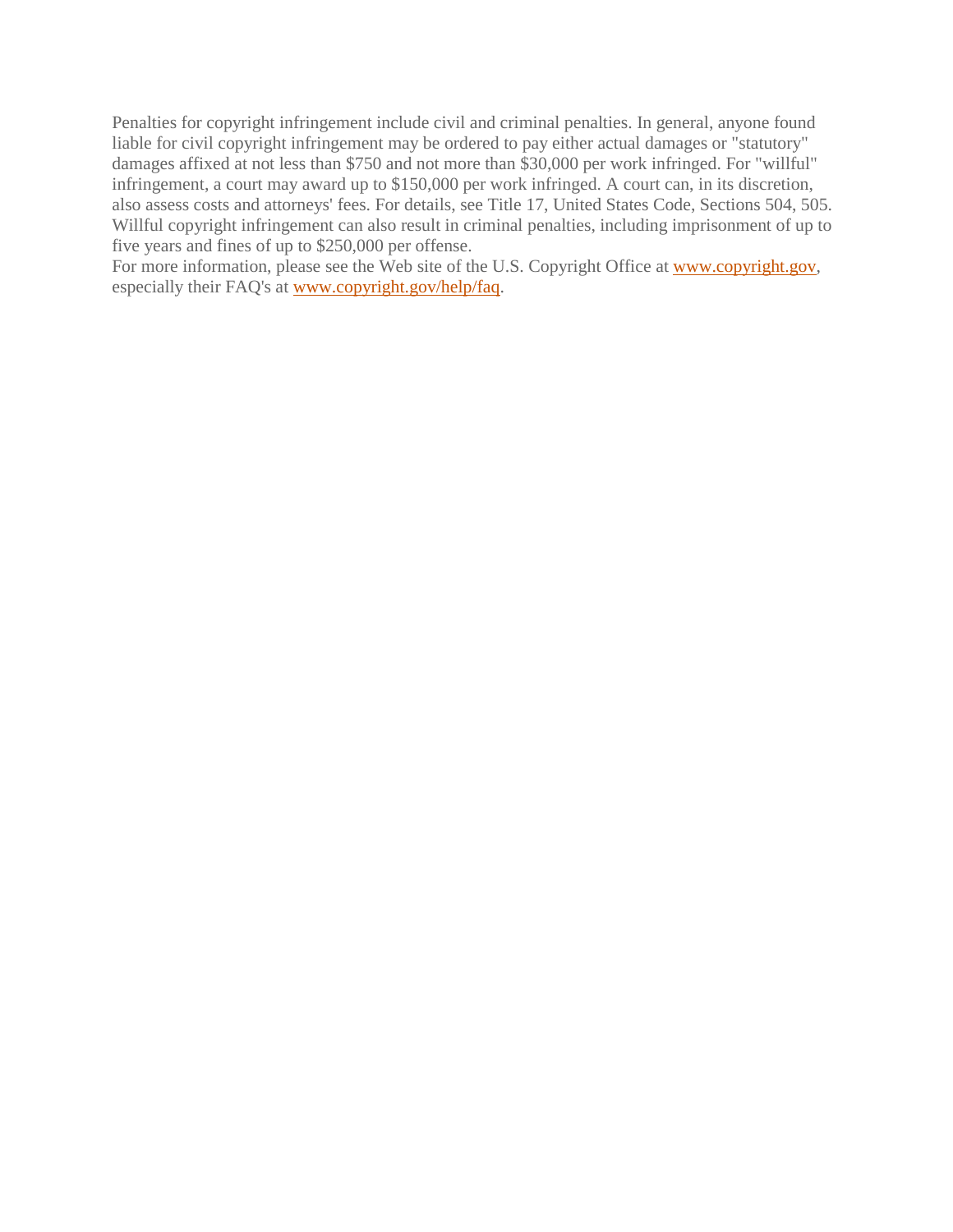Penalties for copyright infringement include civil and criminal penalties. In general, anyone found liable for civil copyright infringement may be ordered to pay either actual damages or "statutory" damages affixed at not less than $750 and not more than $30,000 per work infringed. For "willful" infringement, a court may award up to $150,000 per work infringed. A court can, in its discretion, also assess costs and attorneys' fees. For details, see Title 17, United States Code, Sections 504, 505. Willful copyright infringement can also result in criminal penalties, including imprisonment of up to five years and fines of up to $250,000 per offense.

For more information, please see the Web site of the U.S. Copyright Office at [www.copyright.gov](http://www.copyright.gov), especially their FAQ's at [www.copyright.gov/help/faq](http://www.copyright.gov/help/faq).